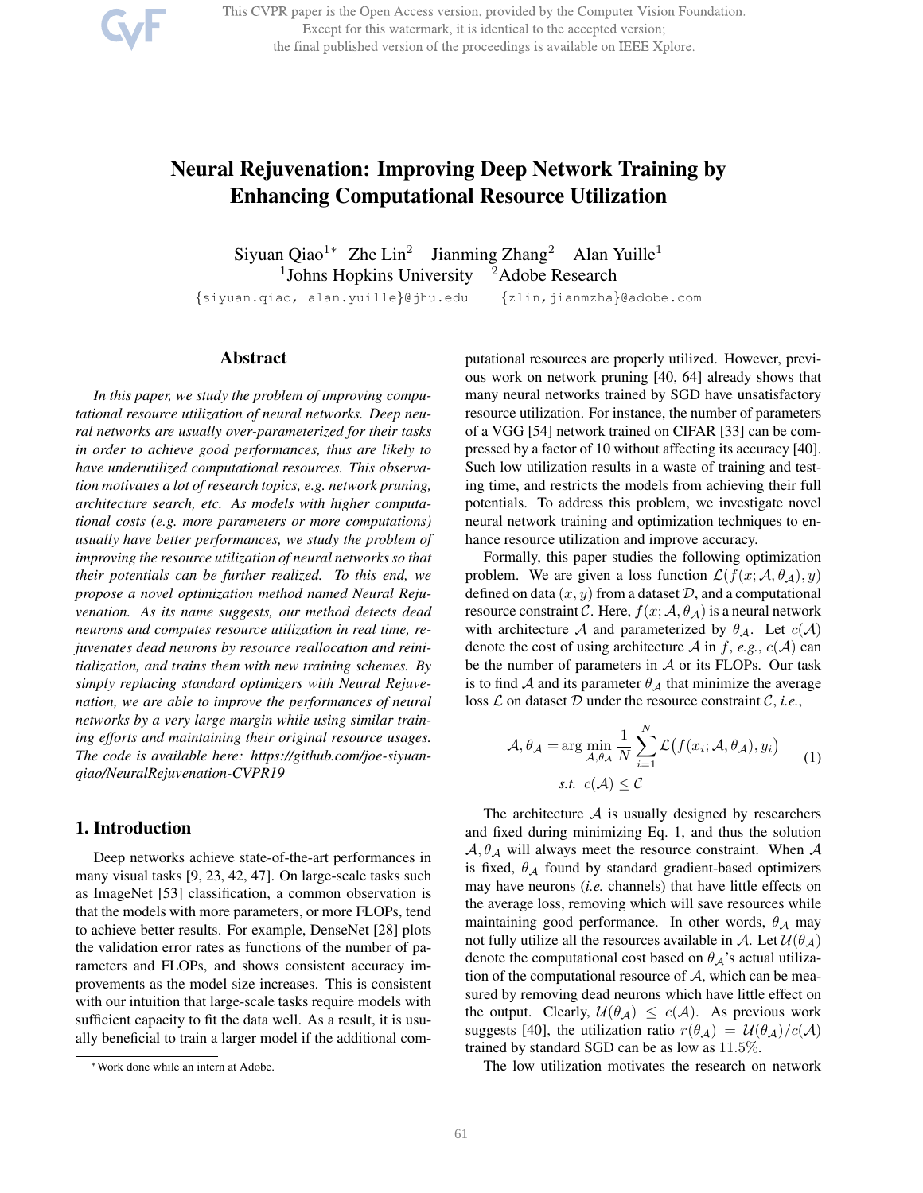# Neural Rejuvenation: Improving Deep Network Training by Enhancing Computational Resource Utilization

Siyuan Qiao[1*] Zhe Lin[2] Jianming Zhang[2] Alan Yuille[1]

[1]Johns Hopkins University [2]Adobe Research

{siyuan.qiao, alan.yuille}@jhu.edu {zlin,jianmzha}@adobe.com

## Abstract

*In this paper, we study the problem of improving computational resource utilization of neural networks. Deep neural networks are usually over-parameterized for their tasks in order to achieve good performances, thus are likely to have underutilized computational resources. This observation motivates a lot of research topics, e.g. network pruning, architecture search, etc. As models with higher computational costs (e.g. more parameters or more computations) usually have better performances, we study the problem of improving the resource utilization of neural networks so that their potentials can be further realized. To this end, we propose a novel optimization method named Neural Rejuvenation. As its name suggests, our method detects dead neurons and computes resource utilization in real time, rejuvenates dead neurons by resource reallocation and reinitialization, and trains them with new training schemes. By simply replacing standard optimizers with Neural Rejuvenation, we are able to improve the performances of neural networks by a very large margin while using similar training efforts and maintaining their original resource usages. The code is available here: https://github.com/joe-siyuan-qiao/NeuralRejuvenation-CVPR19*

## 1. Introduction

Deep networks achieve state-of-the-art performances in many visual tasks [9, 23, 42, 47]. On large-scale tasks such as ImageNet [53] classification, a common observation is that the models with more parameters, or more FLOPs, tend to achieve better results. For example, DenseNet [28] plots the validation error rates as functions of the number of parameters and FLOPs, and shows consistent accuracy improvements as the model size increases. This is consistent with our intuition that large-scale tasks require models with sufficient capacity to fit the data well. As a result, it is usually beneficial to train a larger model if the additional computational resources are properly utilized. However, previous work on network pruning [40, 64] already shows that many neural networks trained by SGD have unsatisfactory resource utilization. For instance, the number of parameters of a VGG [54] network trained on CIFAR [33] can be compressed by a factor of 10 without affecting its accuracy [40]. Such low utilization results in a waste of training and testing time, and restricts the models from achieving their full potentials. To address this problem, we investigate novel neural network training and optimization techniques to enhance resource utilization and improve accuracy.

Formally, this paper studies the following optimization problem. We are given a loss function $\mathcal{L}(f(x;\mathcal{A},\theta_{\mathcal{A}}),y)$ defined on data $(x,y)$ from a dataset $\mathcal{D}$, and a computational resource constraint $\mathcal{C}$. Here, $f(x;\mathcal{A},\theta_{\mathcal{A}})$ is a neural network with architecture $\mathcal{A}$ and parameterized by $\theta_{\mathcal{A}}$. Let $c(\mathcal{A})$ denote the cost of using architecture $\mathcal{A}$ in $f$, *e.g.*, $c(\mathcal{A})$ can be the number of parameters in $\mathcal{A}$ or its FLOPs. Our task is to find $\mathcal{A}$ and its parameter $\theta_{\mathcal{A}}$ that minimize the average loss $\mathcal{L}$ on dataset $\mathcal{D}$ under the resource constraint $\mathcal{C}$, *i.e.*,

$$\mathcal{A},\theta_{\mathcal{A}} = \arg\min_{\mathcal{A},\theta_{\mathcal{A}}} \frac{1}{N}\sum_{i=1}^{N}\mathcal{L}\big(f(x_i;\mathcal{A},\theta_{\mathcal{A}}),y_i\big) \quad \textit{s.t.}\;\; c(\mathcal{A})\leq\mathcal{C} \tag{1}$$

The architecture $\mathcal{A}$ is usually designed by researchers and fixed during minimizing Eq. 1, and thus the solution $\mathcal{A},\theta_{\mathcal{A}}$ will always meet the resource constraint. When $\mathcal{A}$ is fixed, $\theta_{\mathcal{A}}$ found by standard gradient-based optimizers may have neurons (*i.e.* channels) that have little effects on the average loss, removing which will save resources while maintaining good performance. In other words, $\theta_{\mathcal{A}}$ may not fully utilize all the resources available in $\mathcal{A}$. Let $\mathcal{U}(\theta_{\mathcal{A}})$ denote the computational cost based on $\theta_{\mathcal{A}}$'s actual utilization of the computational resource of $\mathcal{A}$, which can be measured by removing dead neurons which have little effect on the output. Clearly, $\mathcal{U}(\theta_{\mathcal{A}}) \leq c(\mathcal{A})$. As previous work suggests [40], the utilization ratio $r(\theta_{\mathcal{A}}) = \mathcal{U}(\theta_{\mathcal{A}})/c(\mathcal{A})$ trained by standard SGD can be as low as $11.5\%$.

The low utilization motivates the research on network

[*]Work done while an intern at Adobe.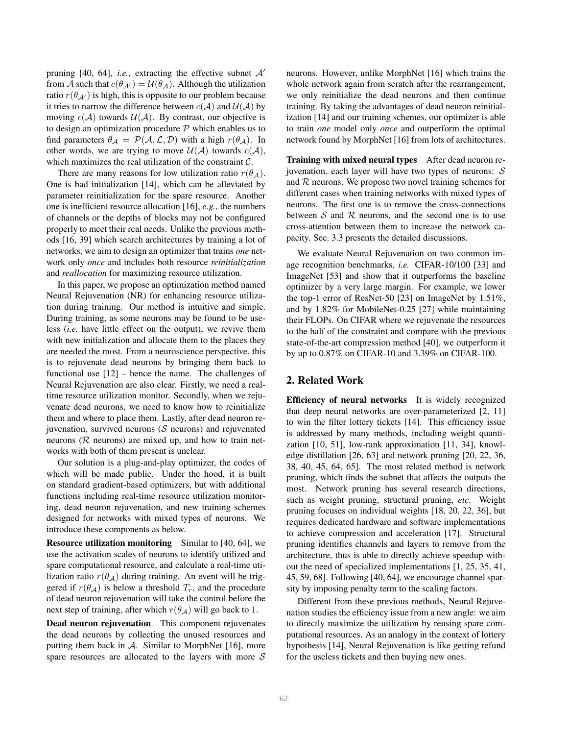pruning [40, 64], *i.e.*, extracting the effective subnet $\mathcal{A}'$ from $\mathcal{A}$ such that $c(\theta_{\mathcal{A}'}) = \mathcal{U}(\theta_{\mathcal{A}})$. Although the utilization ratio $r(\theta_{\mathcal{A}'})$ is high, this is opposite to our problem because it tries to narrow the difference between $c(\mathcal{A})$ and $\mathcal{U}(\mathcal{A})$ by moving $c(\mathcal{A})$ towards $\mathcal{U}(\mathcal{A})$. By contrast, our objective is to design an optimization procedure $\mathcal{P}$ which enables us to find parameters $\theta_{\mathcal{A}} = \mathcal{P}(\mathcal{A}, \mathcal{L}, \mathcal{D})$ with a high $r(\theta_{\mathcal{A}})$. In other words, we are trying to move $\mathcal{U}(\mathcal{A})$ towards $c(\mathcal{A})$, which maximizes the real utilization of the constraint $\mathcal{C}$.

There are many reasons for low utilization ratio $r(\theta_{\mathcal{A}})$. One is bad initialization [14], which can be alleviated by parameter reinitialization for the spare resource. Another one is inefficient resource allocation [16], *e.g.*, the numbers of channels or the depths of blocks may not be configured properly to meet their real needs. Unlike the previous methods [16, 39] which search architectures by training a lot of networks, we aim to design an optimizer that trains *one* network only *once* and includes both resource *reinitialization* and *reallocation* for maximizing resource utilization.

In this paper, we propose an optimization method named Neural Rejuvenation (NR) for enhancing resource utilization during training. Our method is intuitive and simple. During training, as some neurons may be found to be useless (*i.e.* have little effect on the output), we revive them with new initialization and allocate them to the places they are needed the most. From a neuroscience perspective, this is to rejuvenate dead neurons by bringing them back to functional use [12] – hence the name. The challenges of Neural Rejuvenation are also clear. Firstly, we need a real-time resource utilization monitor. Secondly, when we rejuvenate dead neurons, we need to know how to reinitialize them and where to place them. Lastly, after dead neuron rejuvenation, survived neurons ($\mathcal{S}$ neurons) and rejuvenated neurons ($\mathcal{R}$ neurons) are mixed up, and how to train networks with both of them present is unclear.

Our solution is a plug-and-play optimizer, the codes of which will be made public. Under the hood, it is built on standard gradient-based optimizers, but with additional functions including real-time resource utilization monitoring, dead neuron rejuvenation, and new training schemes designed for networks with mixed types of neurons. We introduce these components as below.

**Resource utilization monitoring** Similar to [40, 64], we use the activation scales of neurons to identify utilized and spare computational resource, and calculate a real-time utilization ratio $r(\theta_{\mathcal{A}})$ during training. An event will be triggered if $r(\theta_{\mathcal{A}})$ is below a threshold $T_r$, and the procedure of dead neuron rejuvenation will take the control before the next step of training, after which $r(\theta_{\mathcal{A}})$ will go back to 1.

**Dead neuron rejuvenation** This component rejuvenates the dead neurons by collecting the unused resources and putting them back in $\mathcal{A}$. Similar to MorphNet [16], more spare resources are allocated to the layers with more $\mathcal{S}$ neurons. However, unlike MorphNet [16] which trains the whole network again from scratch after the rearrangement, we only reinitialize the dead neurons and then continue training. By taking the advantages of dead neuron reinitialization [14] and our training schemes, our optimizer is able to train *one* model only *once* and outperform the optimal network found by MorphNet [16] from lots of architectures.

**Training with mixed neural types** After dead neuron rejuvenation, each layer will have two types of neurons: $\mathcal{S}$ and $\mathcal{R}$ neurons. We propose two novel training schemes for different cases when training networks with mixed types of neurons. The first one is to remove the cross-connections between $\mathcal{S}$ and $\mathcal{R}$ neurons, and the second one is to use cross-attention between them to increase the network capacity. Sec. 3.3 presents the detailed discussions.

We evaluate Neural Rejuvenation on two common image recognition benchmarks, *i.e.* CIFAR-10/100 [33] and ImageNet [53] and show that it outperforms the baseline optimizer by a very large margin. For example, we lower the top-1 error of ResNet-50 [23] on ImageNet by 1.51%, and by 1.82% for MobileNet-0.25 [27] while maintaining their FLOPs. On CIFAR where we rejuvenate the resources to the half of the constraint and compare with the previous state-of-the-art compression method [40], we outperform it by up to 0.87% on CIFAR-10 and 3.39% on CIFAR-100.

## 2. Related Work

**Efficiency of neural networks** It is widely recognized that deep neural networks are over-parameterized [2, 11] to win the filter lottery tickets [14]. This efficiency issue is addressed by many methods, including weight quantization [10, 51], low-rank approximation [11, 34], knowledge distillation [26, 63] and network pruning [20, 22, 36, 38, 40, 45, 64, 65]. The most related method is network pruning, which finds the subnet that affects the outputs the most. Network pruning has several research directions, such as weight pruning, structural pruning, *etc*. Weight pruning focuses on individual weights [18, 20, 22, 36], but requires dedicated hardware and software implementations to achieve compression and acceleration [17]. Structural pruning identifies channels and layers to remove from the architecture, thus is able to directly achieve speedup without the need of specialized implementations [1, 25, 35, 41, 45, 59, 68]. Following [40, 64], we encourage channel sparsity by imposing penalty term to the scaling factors.

Different from these previous methods, Neural Rejuvenation studies the efficiency issue from a new angle: we aim to directly maximize the utilization by reusing spare computational resources. As an analogy in the context of lottery hypothesis [14], Neural Rejuvenation is like getting refund for the useless tickets and then buying new ones.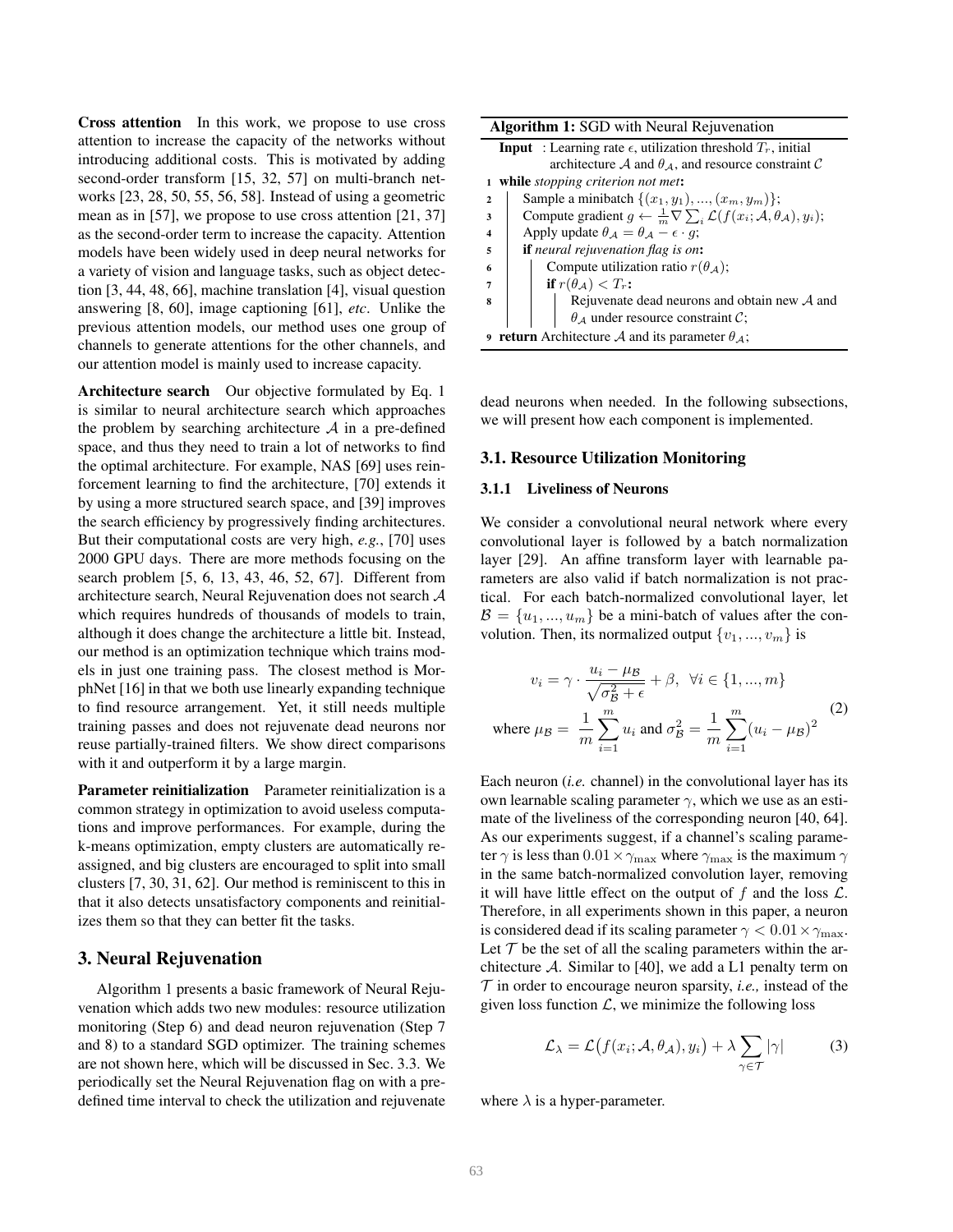**Cross attention** In this work, we propose to use cross attention to increase the capacity of the networks without introducing additional costs. This is motivated by adding second-order transform [15, 32, 57] on multi-branch networks [23, 28, 50, 55, 56, 58]. Instead of using a geometric mean as in [57], we propose to use cross attention [21, 37] as the second-order term to increase the capacity. Attention models have been widely used in deep neural networks for a variety of vision and language tasks, such as object detection [3, 44, 48, 66], machine translation [4], visual question answering [8, 60], image captioning [61], *etc*. Unlike the previous attention models, our method uses one group of channels to generate attentions for the other channels, and our attention model is mainly used to increase capacity.

**Architecture search** Our objective formulated by Eq. 1 is similar to neural architecture search which approaches the problem by searching architecture $\mathcal{A}$ in a pre-defined space, and thus they need to train a lot of networks to find the optimal architecture. For example, NAS [69] uses reinforcement learning to find the architecture, [70] extends it by using a more structured search space, and [39] improves the search efficiency by progressively finding architectures. But their computational costs are very high, *e.g.*, [70] uses 2000 GPU days. There are more methods focusing on the search problem [5, 6, 13, 43, 46, 52, 67]. Different from architecture search, Neural Rejuvenation does not search $\mathcal{A}$ which requires hundreds of thousands of models to train, although it does change the architecture a little bit. Instead, our method is an optimization technique which trains models in just one training pass. The closest method is MorphNet [16] in that we both use linearly expanding technique to find resource arrangement. Yet, it still needs multiple training passes and does not rejuvenate dead neurons nor reuse partially-trained filters. We show direct comparisons with it and outperform it by a large margin.

**Parameter reinitialization** Parameter reinitialization is a common strategy in optimization to avoid useless computations and improve performances. For example, during the k-means optimization, empty clusters are automatically reassigned, and big clusters are encouraged to split into small clusters [7, 30, 31, 62]. Our method is reminiscent to this in that it also detects unsatisfactory components and reinitializes them so that they can better fit the tasks.

## 3. Neural Rejuvenation

Algorithm 1 presents a basic framework of Neural Rejuvenation which adds two new modules: resource utilization monitoring (Step 6) and dead neuron rejuvenation (Step 7 and 8) to a standard SGD optimizer. The training schemes are not shown here, which will be discussed in Sec. 3.3. We periodically set the Neural Rejuvenation flag on with a pre-defined time interval to check the utilization and rejuvenate dead neurons when needed. In the following subsections, we will present how each component is implemented.

**Algorithm 1:** SGD with Neural Rejuvenation

```
Input : Learning rate ε, utilization threshold T_r, initial
        architecture A and θ_A, and resource constraint C
1 while stopping criterion not met:
2     Sample a minibatch {(x_1, y_1), ..., (x_m, y_m)};
3     Compute gradient g ← (1/m) ∇ Σ_i L(f(x_i; A, θ_A), y_i);
4     Apply update θ_A = θ_A − ε · g;
5     if neural rejuvenation flag is on:
6         Compute utilization ratio r(θ_A);
7         if r(θ_A) < T_r:
8             Rejuvenate dead neurons and obtain new A and
              θ_A under resource constraint C;
9 return Architecture A and its parameter θ_A;
```

### 3.1. Resource Utilization Monitoring

#### 3.1.1 Liveliness of Neurons

We consider a convolutional neural network where every convolutional layer is followed by a batch normalization layer [29]. An affine transform layer with learnable parameters are also valid if batch normalization is not practical. For each batch-normalized convolutional layer, let $\mathcal{B} = \{u_1, ..., u_m\}$ be a mini-batch of values after the convolution. Then, its normalized output $\{v_1, ..., v_m\}$ is

$$
v_i = \gamma \cdot \frac{u_i - \mu_{\mathcal{B}}}{\sqrt{\sigma_{\mathcal{B}}^2 + \epsilon}} + \beta, \ \ \forall i \in \{1, ..., m\}
$$
$$
\text{where } \mu_{\mathcal{B}} = \frac{1}{m}\sum_{i=1}^{m} u_i \text{ and } \sigma_{\mathcal{B}}^2 = \frac{1}{m}\sum_{i=1}^{m}(u_i - \mu_{\mathcal{B}})^2 \tag{2}
$$

Each neuron (*i.e.* channel) in the convolutional layer has its own learnable scaling parameter $\gamma$, which we use as an estimate of the liveliness of the corresponding neuron [40, 64]. As our experiments suggest, if a channel's scaling parameter $\gamma$ is less than $0.01 \times \gamma_{\max}$ where $\gamma_{\max}$ is the maximum $\gamma$ in the same batch-normalized convolution layer, removing it will have little effect on the output of $f$ and the loss $\mathcal{L}$. Therefore, in all experiments shown in this paper, a neuron is considered dead if its scaling parameter $\gamma < 0.01 \times \gamma_{\max}$. Let $\mathcal{T}$ be the set of all the scaling parameters within the architecture $\mathcal{A}$. Similar to [40], we add a L1 penalty term on $\mathcal{T}$ in order to encourage neuron sparsity, *i.e.,* instead of the given loss function $\mathcal{L}$, we minimize the following loss

$$
\mathcal{L}_\lambda = \mathcal{L}\big(f(x_i; \mathcal{A}, \theta_{\mathcal{A}}), y_i\big) + \lambda \sum_{\gamma \in \mathcal{T}} |\gamma| \tag{3}
$$

where $\lambda$ is a hyper-parameter.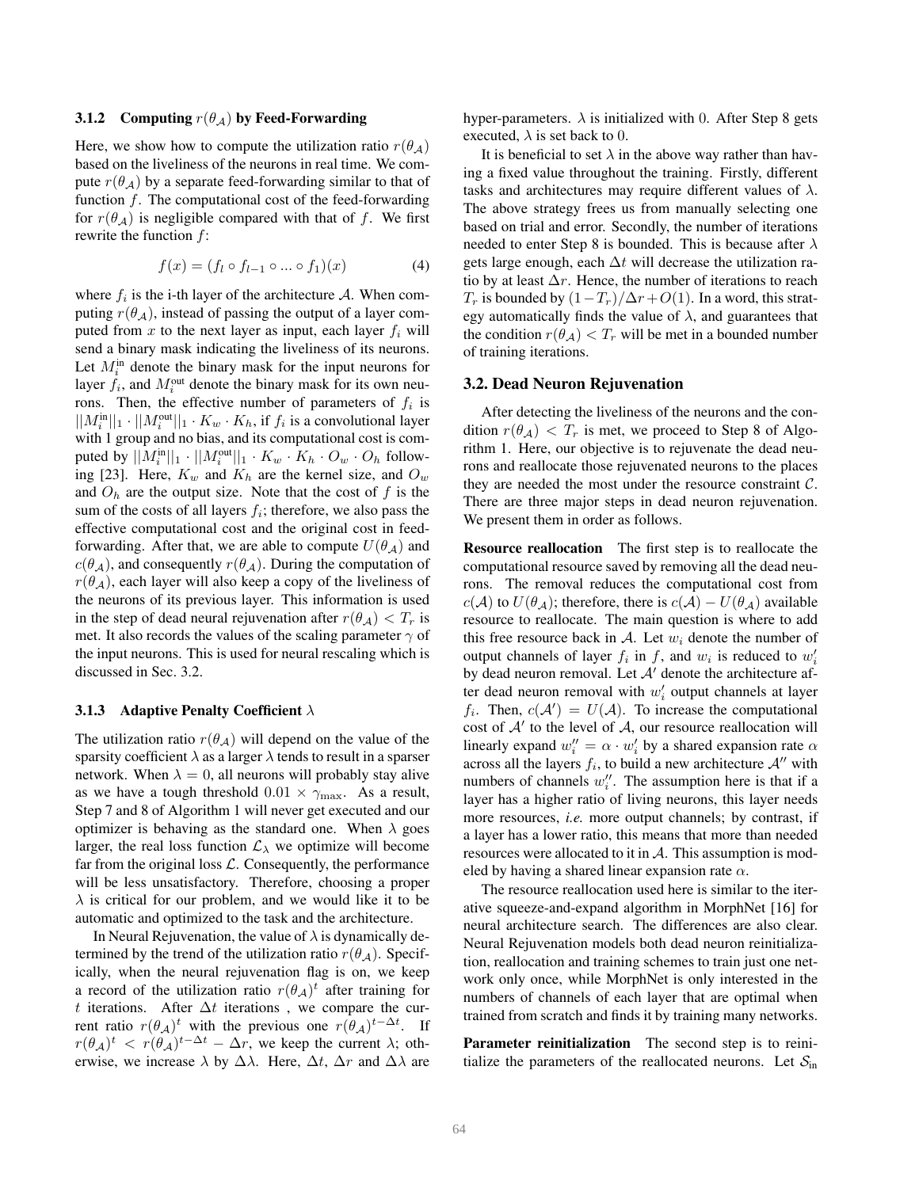#### 3.1.2 Computing $r(\theta_{\mathcal{A}})$ by Feed-Forwarding

Here, we show how to compute the utilization ratio $r(\theta_{\mathcal{A}})$ based on the liveliness of the neurons in real time. We compute $r(\theta_{\mathcal{A}})$ by a separate feed-forwarding similar to that of function $f$. The computational cost of the feed-forwarding for $r(\theta_{\mathcal{A}})$ is negligible compared with that of $f$. We first rewrite the function $f$:

$$f(x) = (f_l \circ f_{l-1} \circ ... \circ f_1)(x) \tag{4}$$

where $f_i$ is the i-th layer of the architecture $\mathcal{A}$. When computing $r(\theta_{\mathcal{A}})$, instead of passing the output of a layer computed from $x$ to the next layer as input, each layer $f_i$ will send a binary mask indicating the liveliness of its neurons. Let $M_i^{\text{in}}$ denote the binary mask for the input neurons for layer $f_i$, and $M_i^{\text{out}}$ denote the binary mask for its own neurons. Then, the effective number of parameters of $f_i$ is $||M_i^{\text{in}}||_1 \cdot ||M_i^{\text{out}}||_1 \cdot K_w \cdot K_h$, if $f_i$ is a convolutional layer with 1 group and no bias, and its computational cost is computed by $||M_i^{\text{in}}||_1 \cdot ||M_i^{\text{out}}||_1 \cdot K_w \cdot K_h \cdot O_w \cdot O_h$ following [23]. Here, $K_w$ and $K_h$ are the kernel size, and $O_w$ and $O_h$ are the output size. Note that the cost of $f$ is the sum of the costs of all layers $f_i$; therefore, we also pass the effective computational cost and the original cost in feed-forwarding. After that, we are able to compute $U(\theta_{\mathcal{A}})$ and $c(\theta_{\mathcal{A}})$, and consequently $r(\theta_{\mathcal{A}})$. During the computation of $r(\theta_{\mathcal{A}})$, each layer will also keep a copy of the liveliness of the neurons of its previous layer. This information is used in the step of dead neural rejuvenation after $r(\theta_{\mathcal{A}}) < T_r$ is met. It also records the values of the scaling parameter $\gamma$ of the input neurons. This is used for neural rescaling which is discussed in Sec. 3.2.

#### 3.1.3 Adaptive Penalty Coefficient $\lambda$

The utilization ratio $r(\theta_{\mathcal{A}})$ will depend on the value of the sparsity coefficient $\lambda$ as a larger $\lambda$ tends to result in a sparser network. When $\lambda = 0$, all neurons will probably stay alive as we have a tough threshold $0.01 \times \gamma_{\max}$. As a result, Step 7 and 8 of Algorithm 1 will never get executed and our optimizer is behaving as the standard one. When $\lambda$ goes larger, the real loss function $\mathcal{L}_\lambda$ we optimize will become far from the original loss $\mathcal{L}$. Consequently, the performance will be less unsatisfactory. Therefore, choosing a proper $\lambda$ is critical for our problem, and we would like it to be automatic and optimized to the task and the architecture.

In Neural Rejuvenation, the value of $\lambda$ is dynamically determined by the trend of the utilization ratio $r(\theta_{\mathcal{A}})$. Specifically, when the neural rejuvenation flag is on, we keep a record of the utilization ratio $r(\theta_{\mathcal{A}})^t$ after training for $t$ iterations. After $\Delta t$ iterations , we compare the current ratio $r(\theta_{\mathcal{A}})^t$ with the previous one $r(\theta_{\mathcal{A}})^{t-\Delta t}$. If $r(\theta_{\mathcal{A}})^t < r(\theta_{\mathcal{A}})^{t-\Delta t} - \Delta r$, we keep the current $\lambda$; otherwise, we increase $\lambda$ by $\Delta\lambda$. Here, $\Delta t$, $\Delta r$ and $\Delta\lambda$ are hyper-parameters. $\lambda$ is initialized with 0. After Step 8 gets executed, $\lambda$ is set back to 0.

It is beneficial to set $\lambda$ in the above way rather than having a fixed value throughout the training. Firstly, different tasks and architectures may require different values of $\lambda$. The above strategy frees us from manually selecting one based on trial and error. Secondly, the number of iterations needed to enter Step 8 is bounded. This is because after $\lambda$ gets large enough, each $\Delta t$ will decrease the utilization ratio by at least $\Delta r$. Hence, the number of iterations to reach $T_r$ is bounded by $(1 - T_r)/\Delta r + O(1)$. In a word, this strategy automatically finds the value of $\lambda$, and guarantees that the condition $r(\theta_{\mathcal{A}}) < T_r$ will be met in a bounded number of training iterations.

### 3.2. Dead Neuron Rejuvenation

After detecting the liveliness of the neurons and the condition $r(\theta_{\mathcal{A}}) < T_r$ is met, we proceed to Step 8 of Algorithm 1. Here, our objective is to rejuvenate the dead neurons and reallocate those rejuvenated neurons to the places they are needed the most under the resource constraint $\mathcal{C}$. There are three major steps in dead neuron rejuvenation. We present them in order as follows.

**Resource reallocation** The first step is to reallocate the computational resource saved by removing all the dead neurons. The removal reduces the computational cost from $c(\mathcal{A})$ to $U(\theta_{\mathcal{A}})$; therefore, there is $c(\mathcal{A}) - U(\theta_{\mathcal{A}})$ available resource to reallocate. The main question is where to add this free resource back in $\mathcal{A}$. Let $w_i$ denote the number of output channels of layer $f_i$ in $f$, and $w_i$ is reduced to $w'_i$ by dead neuron removal. Let $\mathcal{A}'$ denote the architecture after dead neuron removal with $w'_i$ output channels at layer $f_i$. Then, $c(\mathcal{A}') = U(\mathcal{A})$. To increase the computational cost of $\mathcal{A}'$ to the level of $\mathcal{A}$, our resource reallocation will linearly expand $w''_i = \alpha \cdot w'_i$ by a shared expansion rate $\alpha$ across all the layers $f_i$, to build a new architecture $\mathcal{A}''$ with numbers of channels $w''_i$. The assumption here is that if a layer has a higher ratio of living neurons, this layer needs more resources, *i.e.* more output channels; by contrast, if a layer has a lower ratio, this means that more than needed resources were allocated to it in $\mathcal{A}$. This assumption is modeled by having a shared linear expansion rate $\alpha$.

The resource reallocation used here is similar to the iterative squeeze-and-expand algorithm in MorphNet [16] for neural architecture search. The differences are also clear. Neural Rejuvenation models both dead neuron reinitialization, reallocation and training schemes to train just one network only once, while MorphNet is only interested in the numbers of channels of each layer that are optimal when trained from scratch and finds it by training many networks.

**Parameter reinitialization** The second step is to reinitialize the parameters of the reallocated neurons. Let $\mathcal{S}_{\text{in}}$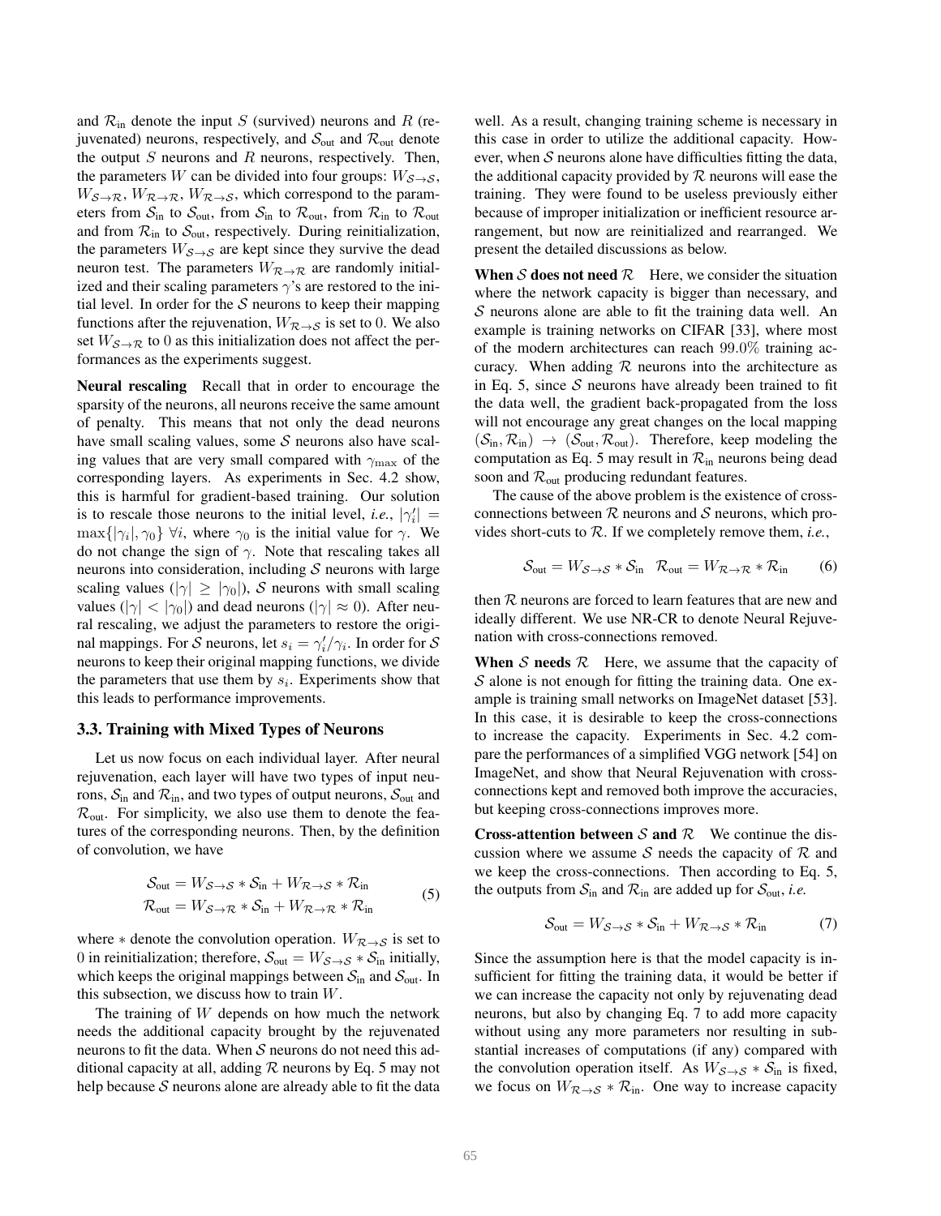and $\mathcal{R}_{\text{in}}$ denote the input $S$ (survived) neurons and $R$ (rejuvenated) neurons, respectively, and $\mathcal{S}_{\text{out}}$ and $\mathcal{R}_{\text{out}}$ denote the output $S$ neurons and $R$ neurons, respectively. Then, the parameters $W$ can be divided into four groups: $W_{\mathcal{S}\to\mathcal{S}}$, $W_{\mathcal{S}\to\mathcal{R}}$, $W_{\mathcal{R}\to\mathcal{R}}$, $W_{\mathcal{R}\to\mathcal{S}}$, which correspond to the parameters from $\mathcal{S}_{\text{in}}$ to $\mathcal{S}_{\text{out}}$, from $\mathcal{S}_{\text{in}}$ to $\mathcal{R}_{\text{out}}$, from $\mathcal{R}_{\text{in}}$ to $\mathcal{R}_{\text{out}}$ and from $\mathcal{R}_{\text{in}}$ to $\mathcal{S}_{\text{out}}$, respectively. During reinitialization, the parameters $W_{\mathcal{S}\to\mathcal{S}}$ are kept since they survive the dead neuron test. The parameters $W_{\mathcal{R}\to\mathcal{R}}$ are randomly initialized and their scaling parameters $\gamma$'s are restored to the initial level. In order for the $\mathcal{S}$ neurons to keep their mapping functions after the rejuvenation, $W_{\mathcal{R}\to\mathcal{S}}$ is set to 0. We also set $W_{\mathcal{S}\to\mathcal{R}}$ to 0 as this initialization does not affect the performances as the experiments suggest.

**Neural rescaling** Recall that in order to encourage the sparsity of the neurons, all neurons receive the same amount of penalty. This means that not only the dead neurons have small scaling values, some $\mathcal{S}$ neurons also have scaling values that are very small compared with $\gamma_{\max}$ of the corresponding layers. As experiments in Sec. 4.2 show, this is harmful for gradient-based training. Our solution is to rescale those neurons to the initial level, *i.e.*, $|\gamma_i'| = \max\{|\gamma_i|, \gamma_0\}\ \forall i$, where $\gamma_0$ is the initial value for $\gamma$. We do not change the sign of $\gamma$. Note that rescaling takes all neurons into consideration, including $\mathcal{S}$ neurons with large scaling values ($|\gamma| \geq |\gamma_0|$), $\mathcal{S}$ neurons with small scaling values ($|\gamma| < |\gamma_0|$) and dead neurons ($|\gamma| \approx 0$). After neural rescaling, we adjust the parameters to restore the original mappings. For $\mathcal{S}$ neurons, let $s_i = \gamma_i'/\gamma_i$. In order for $\mathcal{S}$ neurons to keep their original mapping functions, we divide the parameters that use them by $s_i$. Experiments show that this leads to performance improvements.

### 3.3. Training with Mixed Types of Neurons

Let us now focus on each individual layer. After neural rejuvenation, each layer will have two types of input neurons, $\mathcal{S}_{\text{in}}$ and $\mathcal{R}_{\text{in}}$, and two types of output neurons, $\mathcal{S}_{\text{out}}$ and $\mathcal{R}_{\text{out}}$. For simplicity, we also use them to denote the features of the corresponding neurons. Then, by the definition of convolution, we have

$$
\begin{aligned}
\mathcal{S}_{\text{out}} &= W_{\mathcal{S}\to\mathcal{S}} * \mathcal{S}_{\text{in}} + W_{\mathcal{R}\to\mathcal{S}} * \mathcal{R}_{\text{in}} \\
\mathcal{R}_{\text{out}} &= W_{\mathcal{S}\to\mathcal{R}} * \mathcal{S}_{\text{in}} + W_{\mathcal{R}\to\mathcal{R}} * \mathcal{R}_{\text{in}}
\end{aligned}
\tag{5}
$$

where $*$ denote the convolution operation. $W_{\mathcal{R}\to\mathcal{S}}$ is set to 0 in reinitialization; therefore, $\mathcal{S}_{\text{out}} = W_{\mathcal{S}\to\mathcal{S}} * \mathcal{S}_{\text{in}}$ initially, which keeps the original mappings between $\mathcal{S}_{\text{in}}$ and $\mathcal{S}_{\text{out}}$. In this subsection, we discuss how to train $W$.

The training of $W$ depends on how much the network needs the additional capacity brought by the rejuvenated neurons to fit the data. When $\mathcal{S}$ neurons do not need this additional capacity at all, adding $\mathcal{R}$ neurons by Eq. 5 may not help because $\mathcal{S}$ neurons alone are already able to fit the data well. As a result, changing training scheme is necessary in this case in order to utilize the additional capacity. However, when $\mathcal{S}$ neurons alone have difficulties fitting the data, the additional capacity provided by $\mathcal{R}$ neurons will ease the training. They were found to be useless previously either because of improper initialization or inefficient resource arrangement, but now are reinitialized and rearranged. We present the detailed discussions as below.

**When $\mathcal{S}$ does not need $\mathcal{R}$** Here, we consider the situation where the network capacity is bigger than necessary, and $\mathcal{S}$ neurons alone are able to fit the training data well. An example is training networks on CIFAR [33], where most of the modern architectures can reach 99.0% training accuracy. When adding $\mathcal{R}$ neurons into the architecture as in Eq. 5, since $\mathcal{S}$ neurons have already been trained to fit the data well, the gradient back-propagated from the loss will not encourage any great changes on the local mapping $(\mathcal{S}_{\text{in}}, \mathcal{R}_{\text{in}}) \to (\mathcal{S}_{\text{out}}, \mathcal{R}_{\text{out}})$. Therefore, keep modeling the computation as Eq. 5 may result in $\mathcal{R}_{\text{in}}$ neurons being dead soon and $\mathcal{R}_{\text{out}}$ producing redundant features.

The cause of the above problem is the existence of cross-connections between $\mathcal{R}$ neurons and $\mathcal{S}$ neurons, which provides short-cuts to $\mathcal{R}$. If we completely remove them, *i.e.*,

$$
\mathcal{S}_{\text{out}} = W_{\mathcal{S}\to\mathcal{S}} * \mathcal{S}_{\text{in}} \quad \mathcal{R}_{\text{out}} = W_{\mathcal{R}\to\mathcal{R}} * \mathcal{R}_{\text{in}} \tag{6}
$$

then $\mathcal{R}$ neurons are forced to learn features that are new and ideally different. We use NR-CR to denote Neural Rejuvenation with cross-connections removed.

**When $\mathcal{S}$ needs $\mathcal{R}$** Here, we assume that the capacity of $\mathcal{S}$ alone is not enough for fitting the training data. One example is training small networks on ImageNet dataset [53]. In this case, it is desirable to keep the cross-connections to increase the capacity. Experiments in Sec. 4.2 compare the performances of a simplified VGG network [54] on ImageNet, and show that Neural Rejuvenation with cross-connections kept and removed both improve the accuracies, but keeping cross-connections improves more.

**Cross-attention between $\mathcal{S}$ and $\mathcal{R}$** We continue the discussion where we assume $\mathcal{S}$ needs the capacity of $\mathcal{R}$ and we keep the cross-connections. Then according to Eq. 5, the outputs from $\mathcal{S}_{\text{in}}$ and $\mathcal{R}_{\text{in}}$ are added up for $\mathcal{S}_{\text{out}}$, *i.e.*

$$
\mathcal{S}_{\text{out}} = W_{\mathcal{S}\to\mathcal{S}} * \mathcal{S}_{\text{in}} + W_{\mathcal{R}\to\mathcal{S}} * \mathcal{R}_{\text{in}} \tag{7}
$$

Since the assumption here is that the model capacity is insufficient for fitting the training data, it would be better if we can increase the capacity not only by rejuvenating dead neurons, but also by changing Eq. 7 to add more capacity without using any more parameters nor resulting in substantial increases of computations (if any) compared with the convolution operation itself. As $W_{\mathcal{S}\to\mathcal{S}} * \mathcal{S}_{\text{in}}$ is fixed, we focus on $W_{\mathcal{R}\to\mathcal{S}} * \mathcal{R}_{\text{in}}$. One way to increase capacity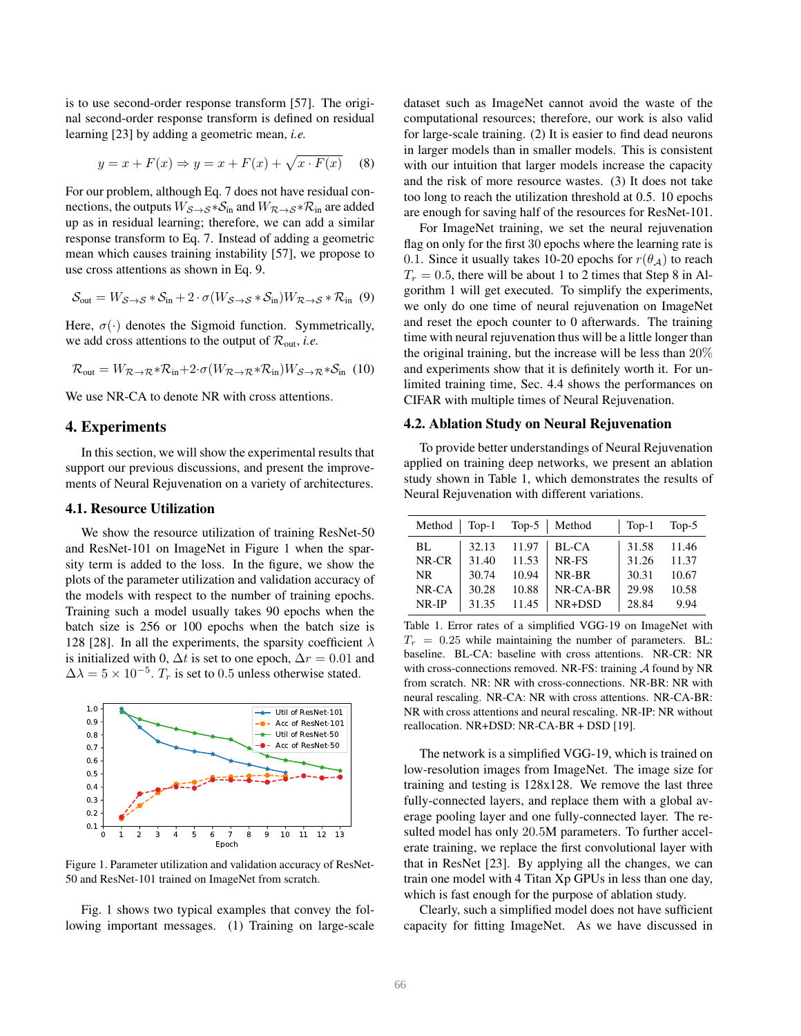is to use second-order response transform [57]. The original second-order response transform is defined on residual learning [23] by adding a geometric mean, *i.e.*

$$y = x + F(x) \Rightarrow y = x + F(x) + \sqrt{x \cdot F(x)} \quad (8)$$

For our problem, although Eq. 7 does not have residual connections, the outputs $W_{\mathcal{S}\to\mathcal{S}} * \mathcal{S}_{\text{in}}$ and $W_{\mathcal{R}\to\mathcal{S}} * \mathcal{R}_{\text{in}}$ are added up as in residual learning; therefore, we can add a similar response transform to Eq. 7. Instead of adding a geometric mean which causes training instability [57], we propose to use cross attentions as shown in Eq. 9.

$$\mathcal{S}_{\text{out}} = W_{\mathcal{S}\to\mathcal{S}} * \mathcal{S}_{\text{in}} + 2 \cdot \sigma(W_{\mathcal{S}\to\mathcal{S}} * \mathcal{S}_{\text{in}}) W_{\mathcal{R}\to\mathcal{S}} * \mathcal{R}_{\text{in}} \quad (9)$$

Here, $\sigma(\cdot)$ denotes the Sigmoid function. Symmetrically, we add cross attentions to the output of $\mathcal{R}_{\text{out}}$, *i.e.*

$$\mathcal{R}_{\text{out}} = W_{\mathcal{R}\to\mathcal{R}} * \mathcal{R}_{\text{in}} + 2 \cdot \sigma(W_{\mathcal{R}\to\mathcal{R}} * \mathcal{R}_{\text{in}}) W_{\mathcal{S}\to\mathcal{R}} * \mathcal{S}_{\text{in}} \quad (10)$$

We use NR-CA to denote NR with cross attentions.

# 4. Experiments

In this section, we will show the experimental results that support our previous discussions, and present the improvements of Neural Rejuvenation on a variety of architectures.

## 4.1. Resource Utilization

We show the resource utilization of training ResNet-50 and ResNet-101 on ImageNet in Figure 1 when the sparsity term is added to the loss. In the figure, we show the plots of the parameter utilization and validation accuracy of the models with respect to the number of training epochs. Training such a model usually takes 90 epochs when the batch size is 256 or 100 epochs when the batch size is 128 [28]. In all the experiments, the sparsity coefficient $\lambda$ is initialized with 0, $\Delta t$ is set to one epoch, $\Delta r = 0.01$ and $\Delta\lambda = 5 \times 10^{-5}$. $T_r$ is set to 0.5 unless otherwise stated.

Figure 1. Parameter utilization and validation accuracy of ResNet-50 and ResNet-101 trained on ImageNet from scratch.

Fig. 1 shows two typical examples that convey the following important messages. (1) Training on large-scale dataset such as ImageNet cannot avoid the waste of the computational resources; therefore, our work is also valid for large-scale training. (2) It is easier to find dead neurons in larger models than in smaller models. This is consistent with our intuition that larger models increase the capacity and the risk of more resource wastes. (3) It does not take too long to reach the utilization threshold at 0.5. 10 epochs are enough for saving half of the resources for ResNet-101.

For ImageNet training, we set the neural rejuvenation flag on only for the first 30 epochs where the learning rate is 0.1. Since it usually takes 10-20 epochs for $r(\theta_{\mathcal{A}})$ to reach $T_r = 0.5$, there will be about 1 to 2 times that Step 8 in Algorithm 1 will get executed. To simplify the experiments, we only do one time of neural rejuvenation on ImageNet and reset the epoch counter to 0 afterwards. The training time with neural rejuvenation thus will be a little longer than the original training, but the increase will be less than 20% and experiments show that it is definitely worth it. For unlimited training time, Sec. 4.4 shows the performances on CIFAR with multiple times of Neural Rejuvenation.

## 4.2. Ablation Study on Neural Rejuvenation

To provide better understandings of Neural Rejuvenation applied on training deep networks, we present an ablation study shown in Table 1, which demonstrates the results of Neural Rejuvenation with different variations.

| Method | Top-1 | Top-5 | Method | Top-1 | Top-5 |
|---|---|---|---|---|---|
| BL | 32.13 | 11.97 | BL-CA | 31.58 | 11.46 |
| NR-CR | 31.40 | 11.53 | NR-FS | 31.26 | 11.37 |
| NR | 30.74 | 10.94 | NR-BR | 30.31 | 10.67 |
| NR-CA | 30.28 | 10.88 | NR-CA-BR | 29.98 | 10.58 |
| NR-IP | 31.35 | 11.45 | NR+DSD | 28.84 | 9.94 |

Table 1. Error rates of a simplified VGG-19 on ImageNet with $T_r = 0.25$ while maintaining the number of parameters. BL: baseline. BL-CA: baseline with cross attentions. NR-CR: NR with cross-connections removed. NR-FS: training $\mathcal{A}$ found by NR from scratch. NR: NR with cross-connections. NR-BR: NR with neural rescaling. NR-CA: NR with cross attentions. NR-CA-BR: NR with cross attentions and neural rescaling. NR-IP: NR without reallocation. NR+DSD: NR-CA-BR + DSD [19].

The network is a simplified VGG-19, which is trained on low-resolution images from ImageNet. The image size for training and testing is 128x128. We remove the last three fully-connected layers, and replace them with a global average pooling layer and one fully-connected layer. The resulted model has only 20.5M parameters. To further accelerate training, we replace the first convolutional layer with that in ResNet [23]. By applying all the changes, we can train one model with 4 Titan Xp GPUs in less than one day, which is fast enough for the purpose of ablation study.

Clearly, such a simplified model does not have sufficient capacity for fitting ImageNet. As we have discussed in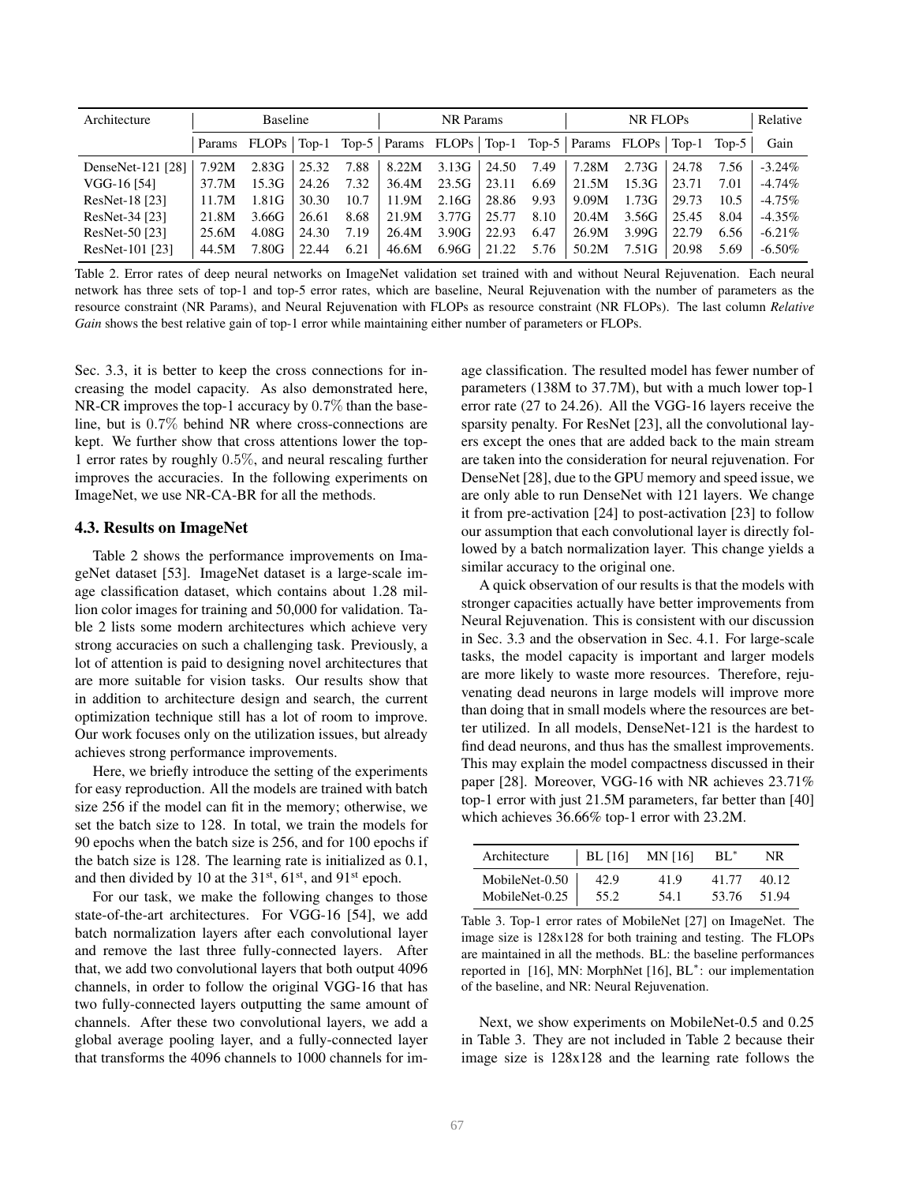| Architecture | Baseline | | | | NR Params | | | | NR FLOPs | | | | Relative |
|---|---|---|---|---|---|---|---|---|---|---|---|---|---|
| | Params | FLOPs | Top-1 | Top-5 | Params | FLOPs | Top-1 | Top-5 | Params | FLOPs | Top-1 | Top-5 | Gain |
| DenseNet-121 [28] | 7.92M | 2.83G | 25.32 | 7.88 | 8.22M | 3.13G | 24.50 | 7.49 | 7.28M | 2.73G | 24.78 | 7.56 | -3.24% |
| VGG-16 [54] | 37.7M | 15.3G | 24.26 | 7.32 | 36.4M | 23.5G | 23.11 | 6.69 | 21.5M | 15.3G | 23.71 | 7.01 | -4.74% |
| ResNet-18 [23] | 11.7M | 1.81G | 30.30 | 10.7 | 11.9M | 2.16G | 28.86 | 9.93 | 9.09M | 1.73G | 29.73 | 10.5 | -4.75% |
| ResNet-34 [23] | 21.8M | 3.66G | 26.61 | 8.68 | 21.9M | 3.77G | 25.77 | 8.10 | 20.4M | 3.56G | 25.45 | 8.04 | -4.35% |
| ResNet-50 [23] | 25.6M | 4.08G | 24.30 | 7.19 | 26.4M | 3.90G | 22.93 | 6.47 | 26.9M | 3.99G | 22.79 | 6.56 | -6.21% |
| ResNet-101 [23] | 44.5M | 7.80G | 22.44 | 6.21 | 46.6M | 6.96G | 21.22 | 5.76 | 50.2M | 7.51G | 20.98 | 5.69 | -6.50% |

Table 2. Error rates of deep neural networks on ImageNet validation set trained with and without Neural Rejuvenation. Each neural network has three sets of top-1 and top-5 error rates, which are baseline, Neural Rejuvenation with the number of parameters as the resource constraint (NR Params), and Neural Rejuvenation with FLOPs as resource constraint (NR FLOPs). The last column *Relative Gain* shows the best relative gain of top-1 error while maintaining either number of parameters or FLOPs.

Sec. 3.3, it is better to keep the cross connections for increasing the model capacity. As also demonstrated here, NR-CR improves the top-1 accuracy by $0.7\%$ than the baseline, but is $0.7\%$ behind NR where cross-connections are kept. We further show that cross attentions lower the top-1 error rates by roughly $0.5\%$, and neural rescaling further improves the accuracies. In the following experiments on ImageNet, we use NR-CA-BR for all the methods.

### 4.3. Results on ImageNet

Table 2 shows the performance improvements on ImageNet dataset [53]. ImageNet dataset is a large-scale image classification dataset, which contains about 1.28 million color images for training and 50,000 for validation. Table 2 lists some modern architectures which achieve very strong accuracies on such a challenging task. Previously, a lot of attention is paid to designing novel architectures that are more suitable for vision tasks. Our results show that in addition to architecture design and search, the current optimization technique still has a lot of room to improve. Our work focuses only on the utilization issues, but already achieves strong performance improvements.

Here, we briefly introduce the setting of the experiments for easy reproduction. All the models are trained with batch size 256 if the model can fit in the memory; otherwise, we set the batch size to 128. In total, we train the models for 90 epochs when the batch size is 256, and for 100 epochs if the batch size is 128. The learning rate is initialized as 0.1, and then divided by 10 at the 31st, 61st, and 91st epoch.

For our task, we make the following changes to those state-of-the-art architectures. For VGG-16 [54], we add batch normalization layers after each convolutional layer and remove the last three fully-connected layers. After that, we add two convolutional layers that both output 4096 channels, in order to follow the original VGG-16 that has two fully-connected layers outputting the same amount of channels. After these two convolutional layers, we add a global average pooling layer, and a fully-connected layer that transforms the 4096 channels to 1000 channels for image classification. The resulted model has fewer number of parameters (138M to 37.7M), but with a much lower top-1 error rate (27 to 24.26). All the VGG-16 layers receive the sparsity penalty. For ResNet [23], all the convolutional layers except the ones that are added back to the main stream are taken into the consideration for neural rejuvenation. For DenseNet [28], due to the GPU memory and speed issue, we are only able to run DenseNet with 121 layers. We change it from pre-activation [24] to post-activation [23] to follow our assumption that each convolutional layer is directly followed by a batch normalization layer. This change yields a similar accuracy to the original one.

A quick observation of our results is that the models with stronger capacities actually have better improvements from Neural Rejuvenation. This is consistent with our discussion in Sec. 3.3 and the observation in Sec. 4.1. For large-scale tasks, the model capacity is important and larger models are more likely to waste more resources. Therefore, rejuvenating dead neurons in large models will improve more than doing that in small models where the resources are better utilized. In all models, DenseNet-121 is the hardest to find dead neurons, and thus has the smallest improvements. This may explain the model compactness discussed in their paper [28]. Moreover, VGG-16 with NR achieves 23.71% top-1 error with just 21.5M parameters, far better than [40] which achieves 36.66% top-1 error with 23.2M.

| Architecture | BL [16] | MN [16] | BL* | NR |
|---|---|---|---|---|
| MobileNet-0.50 | 42.9 | 41.9 | 41.77 | 40.12 |
| MobileNet-0.25 | 55.2 | 54.1 | 53.76 | 51.94 |

Table 3. Top-1 error rates of MobileNet [27] on ImageNet. The image size is 128x128 for both training and testing. The FLOPs are maintained in all the methods. BL: the baseline performances reported in [16], MN: MorphNet [16], BL*: our implementation of the baseline, and NR: Neural Rejuvenation.

Next, we show experiments on MobileNet-0.5 and 0.25 in Table 3. They are not included in Table 2 because their image size is 128x128 and the learning rate follows the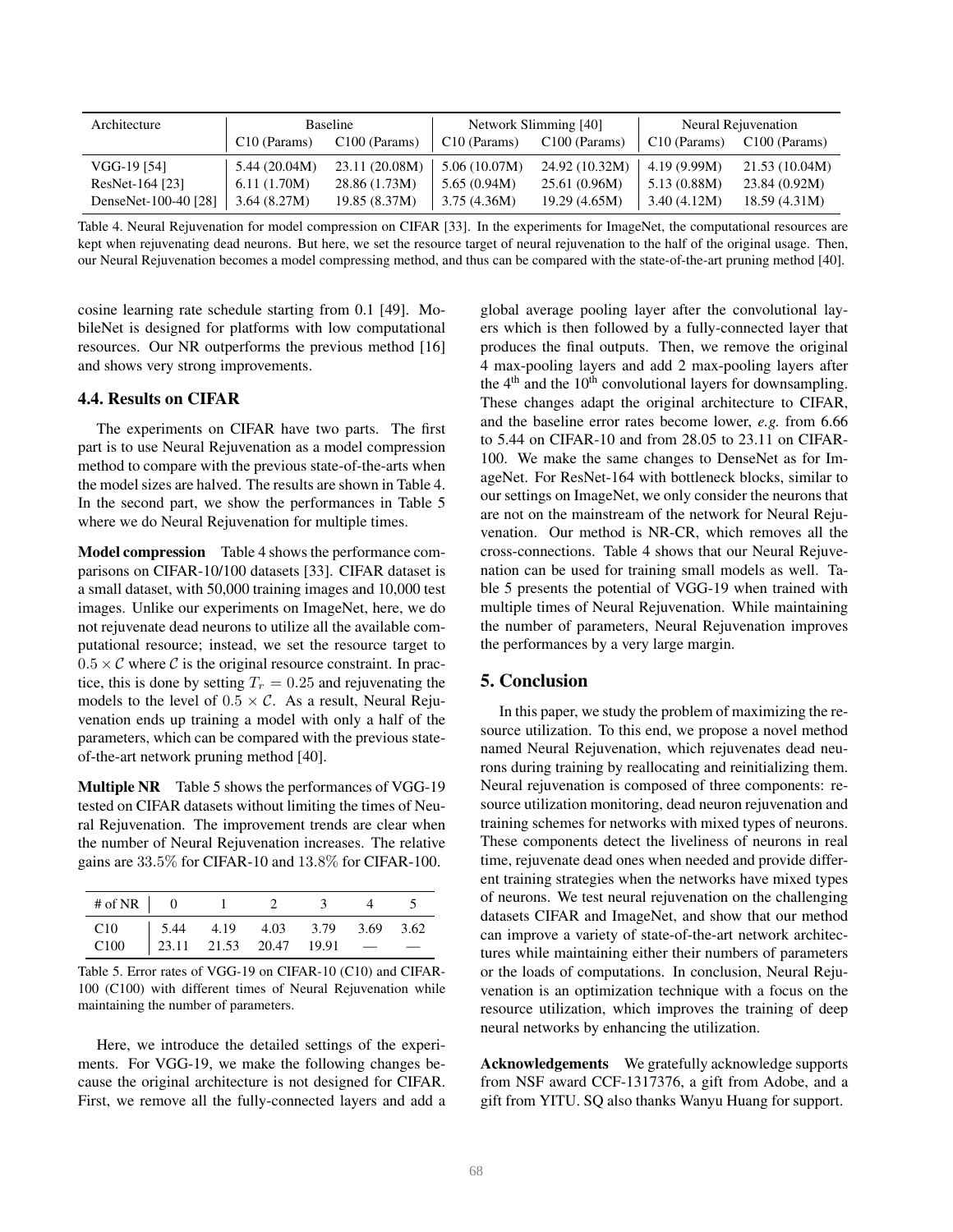| Architecture | Baseline | | Network Slimming [40] | | Neural Rejuvenation | |
|---|---|---|---|---|---|---|
| | C10 (Params) | C100 (Params) | C10 (Params) | C100 (Params) | C10 (Params) | C100 (Params) |
| VGG-19 [54] | 5.44 (20.04M) | 23.11 (20.08M) | 5.06 (10.07M) | 24.92 (10.32M) | 4.19 (9.99M) | 21.53 (10.04M) |
| ResNet-164 [23] | 6.11 (1.70M) | 28.86 (1.73M) | 5.65 (0.94M) | 25.61 (0.96M) | 5.13 (0.88M) | 23.84 (0.92M) |
| DenseNet-100-40 [28] | 3.64 (8.27M) | 19.85 (8.37M) | 3.75 (4.36M) | 19.29 (4.65M) | 3.40 (4.12M) | 18.59 (4.31M) |

Table 4. Neural Rejuvenation for model compression on CIFAR [33]. In the experiments for ImageNet, the computational resources are kept when rejuvenating dead neurons. But here, we set the resource target of neural rejuvenation to the half of the original usage. Then, our Neural Rejuvenation becomes a model compressing method, and thus can be compared with the state-of-the-art pruning method [40].

cosine learning rate schedule starting from 0.1 [49]. MobileNet is designed for platforms with low computational resources. Our NR outperforms the previous method [16] and shows very strong improvements.

### 4.4. Results on CIFAR

The experiments on CIFAR have two parts. The first part is to use Neural Rejuvenation as a model compression method to compare with the previous state-of-the-arts when the model sizes are halved. The results are shown in Table 4. In the second part, we show the performances in Table 5 where we do Neural Rejuvenation for multiple times.

**Model compression** Table 4 shows the performance comparisons on CIFAR-10/100 datasets [33]. CIFAR dataset is a small dataset, with 50,000 training images and 10,000 test images. Unlike our experiments on ImageNet, here, we do not rejuvenate dead neurons to utilize all the available computational resource; instead, we set the resource target to $0.5 \times \mathcal{C}$ where $\mathcal{C}$ is the original resource constraint. In practice, this is done by setting $T_r = 0.25$ and rejuvenating the models to the level of $0.5 \times \mathcal{C}$. As a result, Neural Rejuvenation ends up training a model with only a half of the parameters, which can be compared with the previous state-of-the-art network pruning method [40].

**Multiple NR** Table 5 shows the performances of VGG-19 tested on CIFAR datasets without limiting the times of Neural Rejuvenation. The improvement trends are clear when the number of Neural Rejuvenation increases. The relative gains are $33.5\%$ for CIFAR-10 and $13.8\%$ for CIFAR-100.

| # of NR | 0 | 1 | 2 | 3 | 4 | 5 |
|---|---|---|---|---|---|---|
| C10 | 5.44 | 4.19 | 4.03 | 3.79 | 3.69 | 3.62 |
| C100 | 23.11 | 21.53 | 20.47 | 19.91 | — | — |

Table 5. Error rates of VGG-19 on CIFAR-10 (C10) and CIFAR-100 (C100) with different times of Neural Rejuvenation while maintaining the number of parameters.

Here, we introduce the detailed settings of the experiments. For VGG-19, we make the following changes because the original architecture is not designed for CIFAR. First, we remove all the fully-connected layers and add a global average pooling layer after the convolutional layers which is then followed by a fully-connected layer that produces the final outputs. Then, we remove the original 4 max-pooling layers and add 2 max-pooling layers after the 4th and the 10th convolutional layers for downsampling. These changes adapt the original architecture to CIFAR, and the baseline error rates become lower, *e.g.* from 6.66 to 5.44 on CIFAR-10 and from 28.05 to 23.11 on CIFAR-100. We make the same changes to DenseNet as for ImageNet. For ResNet-164 with bottleneck blocks, similar to our settings on ImageNet, we only consider the neurons that are not on the mainstream of the network for Neural Rejuvenation. Our method is NR-CR, which removes all the cross-connections. Table 4 shows that our Neural Rejuvenation can be used for training small models as well. Table 5 presents the potential of VGG-19 when trained with multiple times of Neural Rejuvenation. While maintaining the number of parameters, Neural Rejuvenation improves the performances by a very large margin.

## 5. Conclusion

In this paper, we study the problem of maximizing the resource utilization. To this end, we propose a novel method named Neural Rejuvenation, which rejuvenates dead neurons during training by reallocating and reinitializing them. Neural rejuvenation is composed of three components: resource utilization monitoring, dead neuron rejuvenation and training schemes for networks with mixed types of neurons. These components detect the liveliness of neurons in real time, rejuvenate dead ones when needed and provide different training strategies when the networks have mixed types of neurons. We test neural rejuvenation on the challenging datasets CIFAR and ImageNet, and show that our method can improve a variety of state-of-the-art network architectures while maintaining either their numbers of parameters or the loads of computations. In conclusion, Neural Rejuvenation is an optimization technique with a focus on the resource utilization, which improves the training of deep neural networks by enhancing the utilization.

**Acknowledgements** We gratefully acknowledge supports from NSF award CCF-1317376, a gift from Adobe, and a gift from YITU. SQ also thanks Wanyu Huang for support.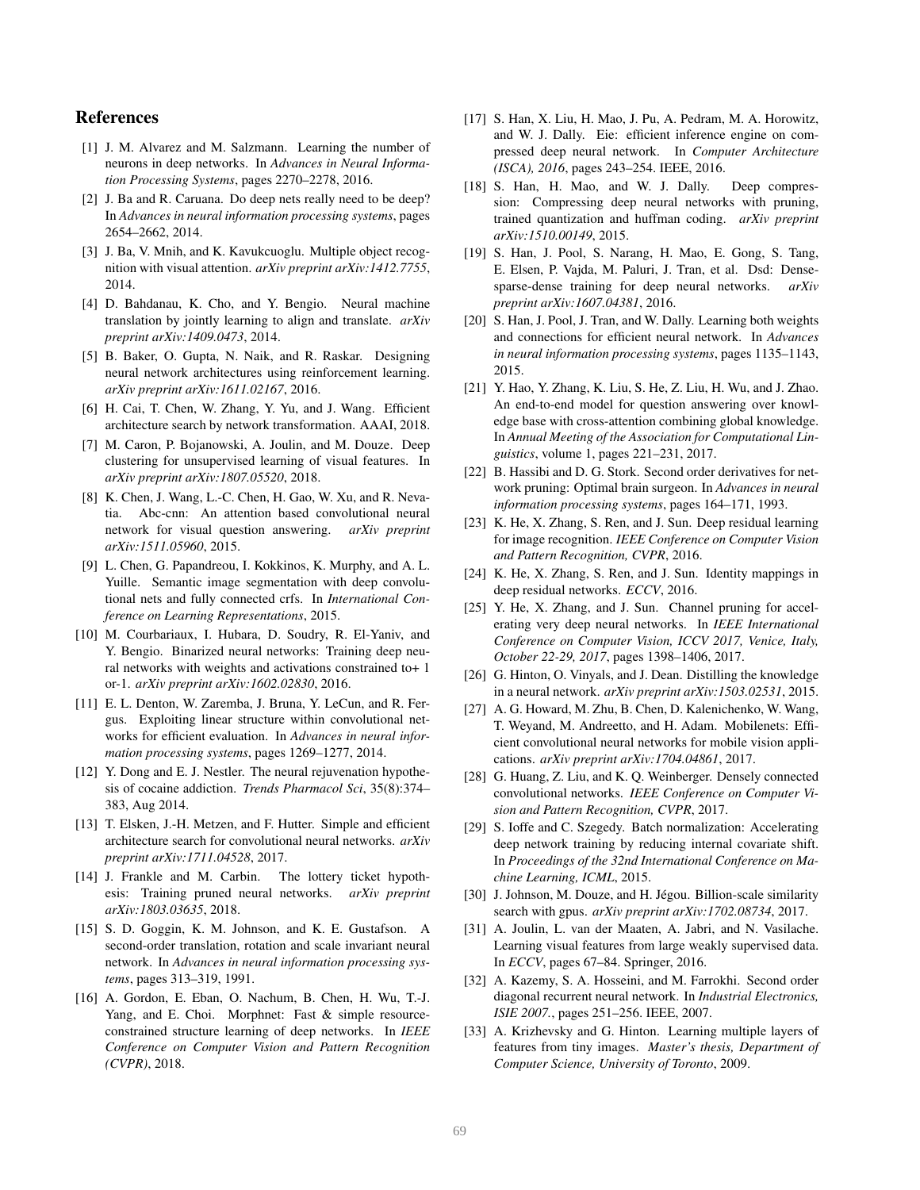## References

- [1] J. M. Alvarez and M. Salzmann. Learning the number of neurons in deep networks. In *Advances in Neural Information Processing Systems*, pages 2270–2278, 2016.
- [2] J. Ba and R. Caruana. Do deep nets really need to be deep? In *Advances in neural information processing systems*, pages 2654–2662, 2014.
- [3] J. Ba, V. Mnih, and K. Kavukcuoglu. Multiple object recognition with visual attention. *arXiv preprint arXiv:1412.7755*, 2014.
- [4] D. Bahdanau, K. Cho, and Y. Bengio. Neural machine translation by jointly learning to align and translate. *arXiv preprint arXiv:1409.0473*, 2014.
- [5] B. Baker, O. Gupta, N. Naik, and R. Raskar. Designing neural network architectures using reinforcement learning. *arXiv preprint arXiv:1611.02167*, 2016.
- [6] H. Cai, T. Chen, W. Zhang, Y. Yu, and J. Wang. Efficient architecture search by network transformation. AAAI, 2018.
- [7] M. Caron, P. Bojanowski, A. Joulin, and M. Douze. Deep clustering for unsupervised learning of visual features. In *arXiv preprint arXiv:1807.05520*, 2018.
- [8] K. Chen, J. Wang, L.-C. Chen, H. Gao, W. Xu, and R. Nevatia. Abc-cnn: An attention based convolutional neural network for visual question answering. *arXiv preprint arXiv:1511.05960*, 2015.
- [9] L. Chen, G. Papandreou, I. Kokkinos, K. Murphy, and A. L. Yuille. Semantic image segmentation with deep convolutional nets and fully connected crfs. In *International Conference on Learning Representations*, 2015.
- [10] M. Courbariaux, I. Hubara, D. Soudry, R. El-Yaniv, and Y. Bengio. Binarized neural networks: Training deep neural networks with weights and activations constrained to+ 1 or-1. *arXiv preprint arXiv:1602.02830*, 2016.
- [11] E. L. Denton, W. Zaremba, J. Bruna, Y. LeCun, and R. Fergus. Exploiting linear structure within convolutional networks for efficient evaluation. In *Advances in neural information processing systems*, pages 1269–1277, 2014.
- [12] Y. Dong and E. J. Nestler. The neural rejuvenation hypothesis of cocaine addiction. *Trends Pharmacol Sci*, 35(8):374–383, Aug 2014.
- [13] T. Elsken, J.-H. Metzen, and F. Hutter. Simple and efficient architecture search for convolutional neural networks. *arXiv preprint arXiv:1711.04528*, 2017.
- [14] J. Frankle and M. Carbin. The lottery ticket hypothesis: Training pruned neural networks. *arXiv preprint arXiv:1803.03635*, 2018.
- [15] S. D. Goggin, K. M. Johnson, and K. E. Gustafson. A second-order translation, rotation and scale invariant neural network. In *Advances in neural information processing systems*, pages 313–319, 1991.
- [16] A. Gordon, E. Eban, O. Nachum, B. Chen, H. Wu, T.-J. Yang, and E. Choi. Morphnet: Fast & simple resource-constrained structure learning of deep networks. In *IEEE Conference on Computer Vision and Pattern Recognition (CVPR)*, 2018.
- [17] S. Han, X. Liu, H. Mao, J. Pu, A. Pedram, M. A. Horowitz, and W. J. Dally. Eie: efficient inference engine on compressed deep neural network. In *Computer Architecture (ISCA), 2016*, pages 243–254. IEEE, 2016.
- [18] S. Han, H. Mao, and W. J. Dally. Deep compression: Compressing deep neural networks with pruning, trained quantization and huffman coding. *arXiv preprint arXiv:1510.00149*, 2015.
- [19] S. Han, J. Pool, S. Narang, H. Mao, E. Gong, S. Tang, E. Elsen, P. Vajda, M. Paluri, J. Tran, et al. Dsd: Dense-sparse-dense training for deep neural networks. *arXiv preprint arXiv:1607.04381*, 2016.
- [20] S. Han, J. Pool, J. Tran, and W. Dally. Learning both weights and connections for efficient neural network. In *Advances in neural information processing systems*, pages 1135–1143, 2015.
- [21] Y. Hao, Y. Zhang, K. Liu, S. He, Z. Liu, H. Wu, and J. Zhao. An end-to-end model for question answering over knowledge base with cross-attention combining global knowledge. In *Annual Meeting of the Association for Computational Linguistics*, volume 1, pages 221–231, 2017.
- [22] B. Hassibi and D. G. Stork. Second order derivatives for network pruning: Optimal brain surgeon. In *Advances in neural information processing systems*, pages 164–171, 1993.
- [23] K. He, X. Zhang, S. Ren, and J. Sun. Deep residual learning for image recognition. *IEEE Conference on Computer Vision and Pattern Recognition, CVPR*, 2016.
- [24] K. He, X. Zhang, S. Ren, and J. Sun. Identity mappings in deep residual networks. *ECCV*, 2016.
- [25] Y. He, X. Zhang, and J. Sun. Channel pruning for accelerating very deep neural networks. In *IEEE International Conference on Computer Vision, ICCV 2017, Venice, Italy, October 22-29, 2017*, pages 1398–1406, 2017.
- [26] G. Hinton, O. Vinyals, and J. Dean. Distilling the knowledge in a neural network. *arXiv preprint arXiv:1503.02531*, 2015.
- [27] A. G. Howard, M. Zhu, B. Chen, D. Kalenichenko, W. Wang, T. Weyand, M. Andreetto, and H. Adam. Mobilenets: Efficient convolutional neural networks for mobile vision applications. *arXiv preprint arXiv:1704.04861*, 2017.
- [28] G. Huang, Z. Liu, and K. Q. Weinberger. Densely connected convolutional networks. *IEEE Conference on Computer Vision and Pattern Recognition, CVPR*, 2017.
- [29] S. Ioffe and C. Szegedy. Batch normalization: Accelerating deep network training by reducing internal covariate shift. In *Proceedings of the 32nd International Conference on Machine Learning, ICML*, 2015.
- [30] J. Johnson, M. Douze, and H. Jégou. Billion-scale similarity search with gpus. *arXiv preprint arXiv:1702.08734*, 2017.
- [31] A. Joulin, L. van der Maaten, A. Jabri, and N. Vasilache. Learning visual features from large weakly supervised data. In *ECCV*, pages 67–84. Springer, 2016.
- [32] A. Kazemy, S. A. Hosseini, and M. Farrokhi. Second order diagonal recurrent neural network. In *Industrial Electronics, ISIE 2007.*, pages 251–256. IEEE, 2007.
- [33] A. Krizhevsky and G. Hinton. Learning multiple layers of features from tiny images. *Master's thesis, Department of Computer Science, University of Toronto*, 2009.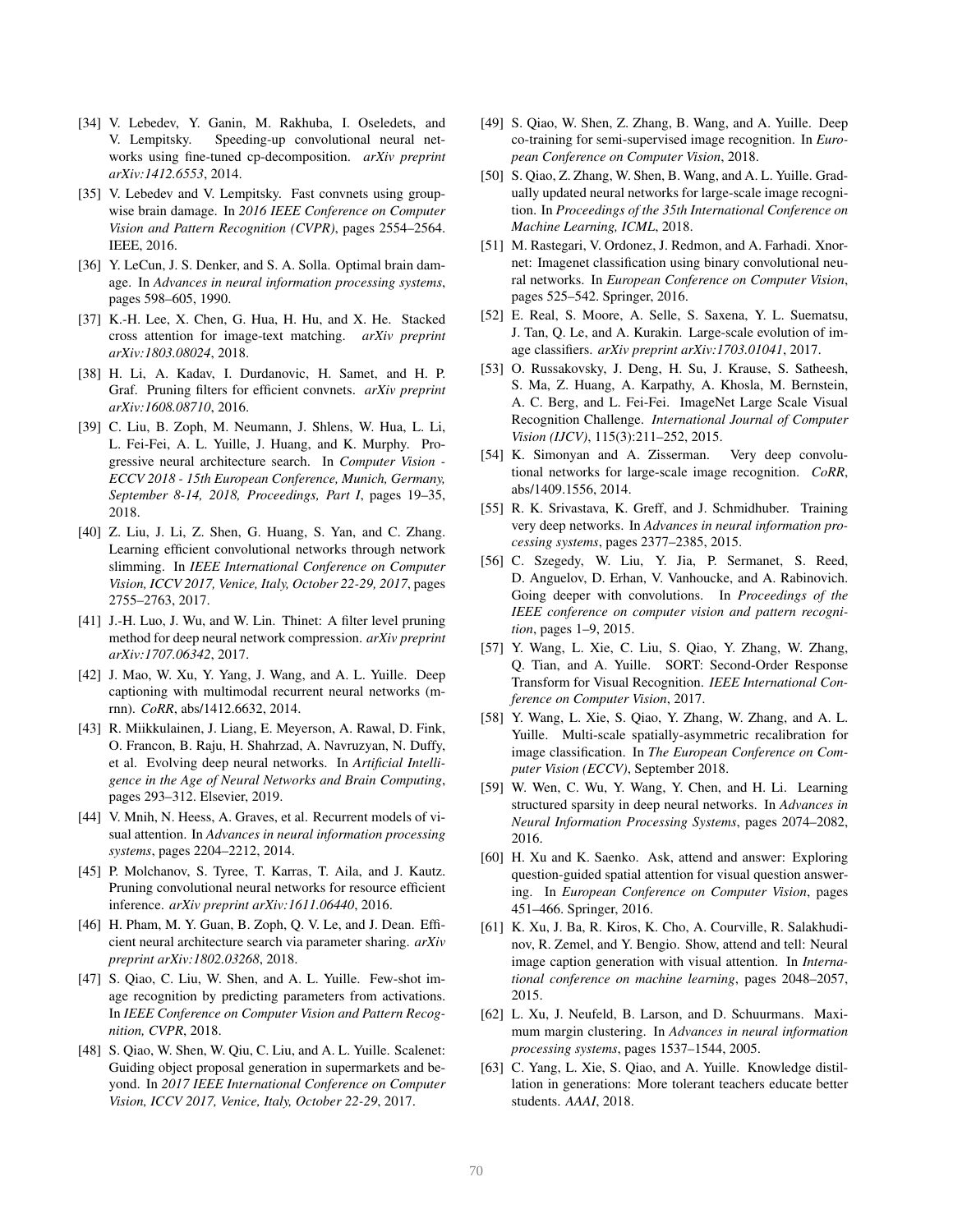[34] V. Lebedev, Y. Ganin, M. Rakhuba, I. Oseledets, and V. Lempitsky. Speeding-up convolutional neural networks using fine-tuned cp-decomposition. *arXiv preprint arXiv:1412.6553*, 2014.

[35] V. Lebedev and V. Lempitsky. Fast convnets using group-wise brain damage. In *2016 IEEE Conference on Computer Vision and Pattern Recognition (CVPR)*, pages 2554–2564. IEEE, 2016.

[36] Y. LeCun, J. S. Denker, and S. A. Solla. Optimal brain damage. In *Advances in neural information processing systems*, pages 598–605, 1990.

[37] K.-H. Lee, X. Chen, G. Hua, H. Hu, and X. He. Stacked cross attention for image-text matching. *arXiv preprint arXiv:1803.08024*, 2018.

[38] H. Li, A. Kadav, I. Durdanovic, H. Samet, and H. P. Graf. Pruning filters for efficient convnets. *arXiv preprint arXiv:1608.08710*, 2016.

[39] C. Liu, B. Zoph, M. Neumann, J. Shlens, W. Hua, L. Li, L. Fei-Fei, A. L. Yuille, J. Huang, and K. Murphy. Progressive neural architecture search. In *Computer Vision - ECCV 2018 - 15th European Conference, Munich, Germany, September 8-14, 2018, Proceedings, Part I*, pages 19–35, 2018.

[40] Z. Liu, J. Li, Z. Shen, G. Huang, S. Yan, and C. Zhang. Learning efficient convolutional networks through network slimming. In *IEEE International Conference on Computer Vision, ICCV 2017, Venice, Italy, October 22-29, 2017*, pages 2755–2763, 2017.

[41] J.-H. Luo, J. Wu, and W. Lin. Thinet: A filter level pruning method for deep neural network compression. *arXiv preprint arXiv:1707.06342*, 2017.

[42] J. Mao, W. Xu, Y. Yang, J. Wang, and A. L. Yuille. Deep captioning with multimodal recurrent neural networks (m-rnn). *CoRR*, abs/1412.6632, 2014.

[43] R. Miikkulainen, J. Liang, E. Meyerson, A. Rawal, D. Fink, O. Francon, B. Raju, H. Shahrzad, A. Navruzyan, N. Duffy, et al. Evolving deep neural networks. In *Artificial Intelligence in the Age of Neural Networks and Brain Computing*, pages 293–312. Elsevier, 2019.

[44] V. Mnih, N. Heess, A. Graves, et al. Recurrent models of visual attention. In *Advances in neural information processing systems*, pages 2204–2212, 2014.

[45] P. Molchanov, S. Tyree, T. Karras, T. Aila, and J. Kautz. Pruning convolutional neural networks for resource efficient inference. *arXiv preprint arXiv:1611.06440*, 2016.

[46] H. Pham, M. Y. Guan, B. Zoph, Q. V. Le, and J. Dean. Efficient neural architecture search via parameter sharing. *arXiv preprint arXiv:1802.03268*, 2018.

[47] S. Qiao, C. Liu, W. Shen, and A. L. Yuille. Few-shot image recognition by predicting parameters from activations. In *IEEE Conference on Computer Vision and Pattern Recognition, CVPR*, 2018.

[48] S. Qiao, W. Shen, W. Qiu, C. Liu, and A. L. Yuille. Scalenet: Guiding object proposal generation in supermarkets and beyond. In *2017 IEEE International Conference on Computer Vision, ICCV 2017, Venice, Italy, October 22-29*, 2017.

[49] S. Qiao, W. Shen, Z. Zhang, B. Wang, and A. Yuille. Deep co-training for semi-supervised image recognition. In *European Conference on Computer Vision*, 2018.

[50] S. Qiao, Z. Zhang, W. Shen, B. Wang, and A. L. Yuille. Gradually updated neural networks for large-scale image recognition. In *Proceedings of the 35th International Conference on Machine Learning, ICML*, 2018.

[51] M. Rastegari, V. Ordonez, J. Redmon, and A. Farhadi. Xnor-net: Imagenet classification using binary convolutional neural networks. In *European Conference on Computer Vision*, pages 525–542. Springer, 2016.

[52] E. Real, S. Moore, A. Selle, S. Saxena, Y. L. Suematsu, J. Tan, Q. Le, and A. Kurakin. Large-scale evolution of image classifiers. *arXiv preprint arXiv:1703.01041*, 2017.

[53] O. Russakovsky, J. Deng, H. Su, J. Krause, S. Satheesh, S. Ma, Z. Huang, A. Karpathy, A. Khosla, M. Bernstein, A. C. Berg, and L. Fei-Fei. ImageNet Large Scale Visual Recognition Challenge. *International Journal of Computer Vision (IJCV)*, 115(3):211–252, 2015.

[54] K. Simonyan and A. Zisserman. Very deep convolutional networks for large-scale image recognition. *CoRR*, abs/1409.1556, 2014.

[55] R. K. Srivastava, K. Greff, and J. Schmidhuber. Training very deep networks. In *Advances in neural information processing systems*, pages 2377–2385, 2015.

[56] C. Szegedy, W. Liu, Y. Jia, P. Sermanet, S. Reed, D. Anguelov, D. Erhan, V. Vanhoucke, and A. Rabinovich. Going deeper with convolutions. In *Proceedings of the IEEE conference on computer vision and pattern recognition*, pages 1–9, 2015.

[57] Y. Wang, L. Xie, C. Liu, S. Qiao, Y. Zhang, W. Zhang, Q. Tian, and A. Yuille. SORT: Second-Order Response Transform for Visual Recognition. *IEEE International Conference on Computer Vision*, 2017.

[58] Y. Wang, L. Xie, S. Qiao, Y. Zhang, W. Zhang, and A. L. Yuille. Multi-scale spatially-asymmetric recalibration for image classification. In *The European Conference on Computer Vision (ECCV)*, September 2018.

[59] W. Wen, C. Wu, Y. Wang, Y. Chen, and H. Li. Learning structured sparsity in deep neural networks. In *Advances in Neural Information Processing Systems*, pages 2074–2082, 2016.

[60] H. Xu and K. Saenko. Ask, attend and answer: Exploring question-guided spatial attention for visual question answering. In *European Conference on Computer Vision*, pages 451–466. Springer, 2016.

[61] K. Xu, J. Ba, R. Kiros, K. Cho, A. Courville, R. Salakhudinov, R. Zemel, and Y. Bengio. Show, attend and tell: Neural image caption generation with visual attention. In *International conference on machine learning*, pages 2048–2057, 2015.

[62] L. Xu, J. Neufeld, B. Larson, and D. Schuurmans. Maximum margin clustering. In *Advances in neural information processing systems*, pages 1537–1544, 2005.

[63] C. Yang, L. Xie, S. Qiao, and A. Yuille. Knowledge distillation in generations: More tolerant teachers educate better students. *AAAI*, 2018.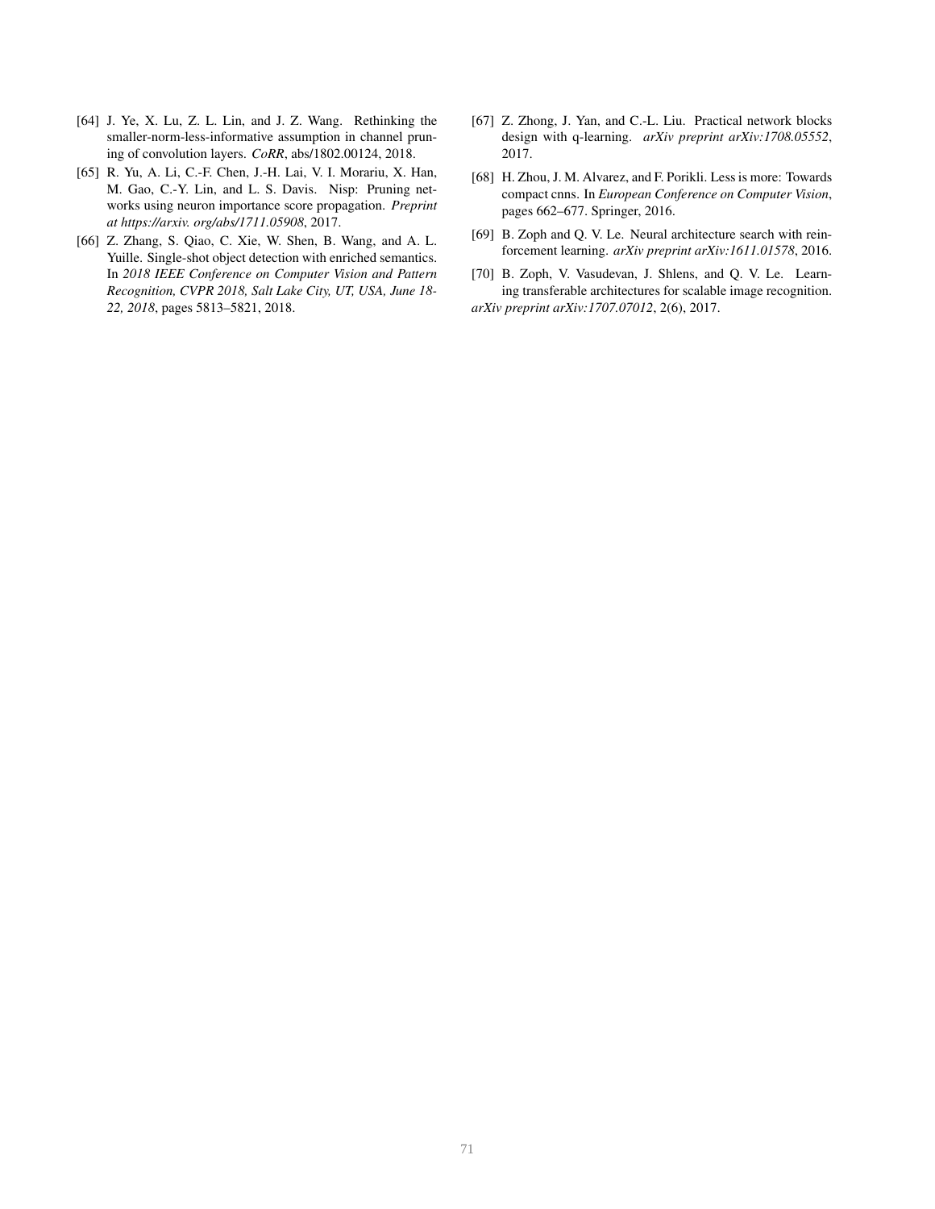[64] J. Ye, X. Lu, Z. L. Lin, and J. Z. Wang. Rethinking the smaller-norm-less-informative assumption in channel pruning of convolution layers. *CoRR*, abs/1802.00124, 2018.

[65] R. Yu, A. Li, C.-F. Chen, J.-H. Lai, V. I. Morariu, X. Han, M. Gao, C.-Y. Lin, and L. S. Davis. Nisp: Pruning networks using neuron importance score propagation. *Preprint at https://arxiv. org/abs/1711.05908*, 2017.

[66] Z. Zhang, S. Qiao, C. Xie, W. Shen, B. Wang, and A. L. Yuille. Single-shot object detection with enriched semantics. In *2018 IEEE Conference on Computer Vision and Pattern Recognition, CVPR 2018, Salt Lake City, UT, USA, June 18-22, 2018*, pages 5813–5821, 2018.

[67] Z. Zhong, J. Yan, and C.-L. Liu. Practical network blocks design with q-learning. *arXiv preprint arXiv:1708.05552*, 2017.

[68] H. Zhou, J. M. Alvarez, and F. Porikli. Less is more: Towards compact cnns. In *European Conference on Computer Vision*, pages 662–677. Springer, 2016.

[69] B. Zoph and Q. V. Le. Neural architecture search with reinforcement learning. *arXiv preprint arXiv:1611.01578*, 2016.

[70] B. Zoph, V. Vasudevan, J. Shlens, and Q. V. Le. Learning transferable architectures for scalable image recognition. *arXiv preprint arXiv:1707.07012*, 2(6), 2017.